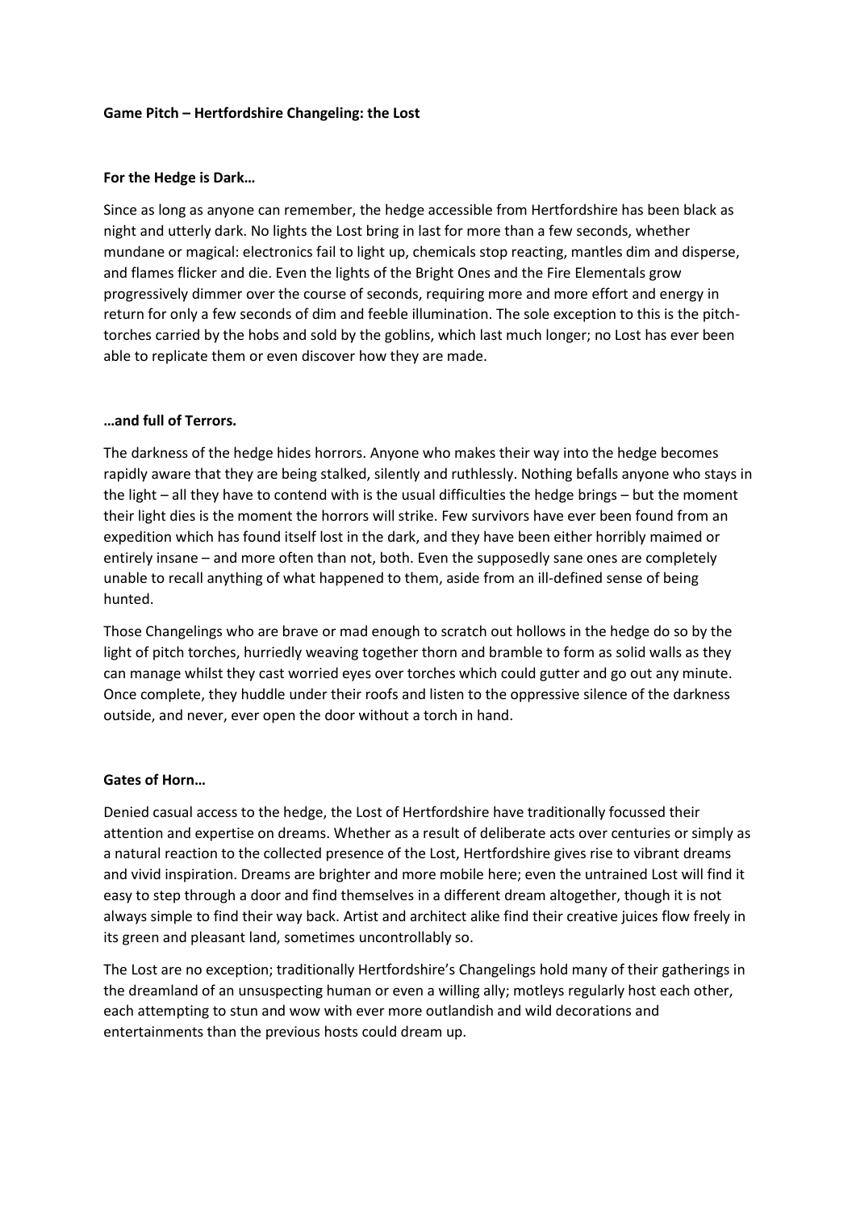**Game Pitch – Hertfordshire Changeling: the Lost**

**For the Hedge is Dark…**

Since as long as anyone can remember, the hedge accessible from Hertfordshire has been black as night and utterly dark. No lights the Lost bring in last for more than a few seconds, whether mundane or magical: electronics fail to light up, chemicals stop reacting, mantles dim and disperse, and flames flicker and die. Even the lights of the Bright Ones and the Fire Elementals grow progressively dimmer over the course of seconds, requiring more and more effort and energy in return for only a few seconds of dim and feeble illumination. The sole exception to this is the pitch-torches carried by the hobs and sold by the goblins, which last much longer; no Lost has ever been able to replicate them or even discover how they are made.

**…and full of Terrors.**

The darkness of the hedge hides horrors. Anyone who makes their way into the hedge becomes rapidly aware that they are being stalked, silently and ruthlessly. Nothing befalls anyone who stays in the light – all they have to contend with is the usual difficulties the hedge brings – but the moment their light dies is the moment the horrors will strike. Few survivors have ever been found from an expedition which has found itself lost in the dark, and they have been either horribly maimed or entirely insane – and more often than not, both. Even the supposedly sane ones are completely unable to recall anything of what happened to them, aside from an ill-defined sense of being hunted.

Those Changelings who are brave or mad enough to scratch out hollows in the hedge do so by the light of pitch torches, hurriedly weaving together thorn and bramble to form as solid walls as they can manage whilst they cast worried eyes over torches which could gutter and go out any minute. Once complete, they huddle under their roofs and listen to the oppressive silence of the darkness outside, and never, ever open the door without a torch in hand.

**Gates of Horn…**

Denied casual access to the hedge, the Lost of Hertfordshire have traditionally focussed their attention and expertise on dreams. Whether as a result of deliberate acts over centuries or simply as a natural reaction to the collected presence of the Lost, Hertfordshire gives rise to vibrant dreams and vivid inspiration. Dreams are brighter and more mobile here; even the untrained Lost will find it easy to step through a door and find themselves in a different dream altogether, though it is not always simple to find their way back. Artist and architect alike find their creative juices flow freely in its green and pleasant land, sometimes uncontrollably so.

The Lost are no exception; traditionally Hertfordshire's Changelings hold many of their gatherings in the dreamland of an unsuspecting human or even a willing ally; motleys regularly host each other, each attempting to stun and wow with ever more outlandish and wild decorations and entertainments than the previous hosts could dream up.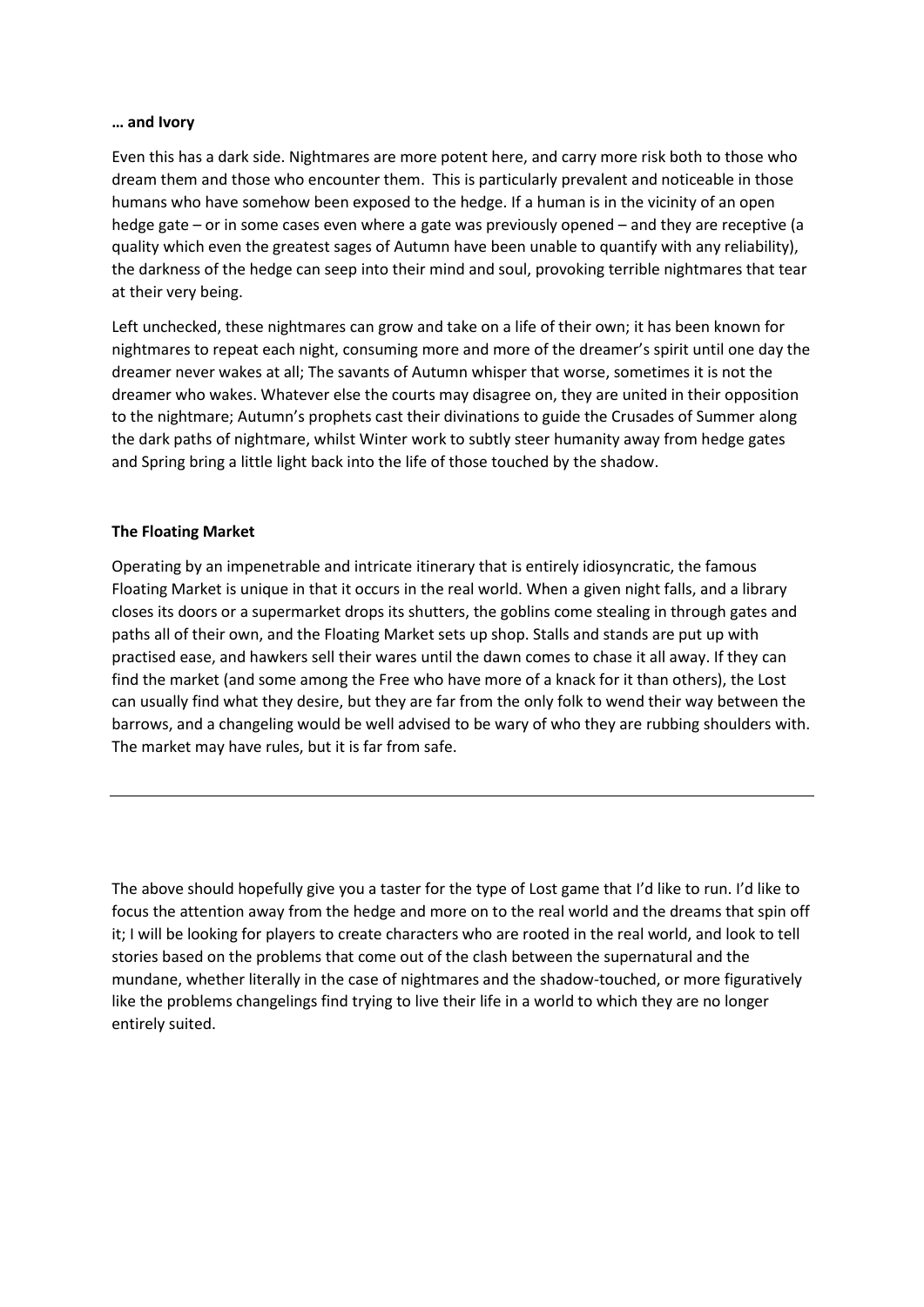**… and Ivory**

Even this has a dark side. Nightmares are more potent here, and carry more risk both to those who dream them and those who encounter them.  This is particularly prevalent and noticeable in those humans who have somehow been exposed to the hedge. If a human is in the vicinity of an open hedge gate – or in some cases even where a gate was previously opened – and they are receptive (a quality which even the greatest sages of Autumn have been unable to quantify with any reliability), the darkness of the hedge can seep into their mind and soul, provoking terrible nightmares that tear at their very being.

Left unchecked, these nightmares can grow and take on a life of their own; it has been known for nightmares to repeat each night, consuming more and more of the dreamer's spirit until one day the dreamer never wakes at all; The savants of Autumn whisper that worse, sometimes it is not the dreamer who wakes. Whatever else the courts may disagree on, they are united in their opposition to the nightmare; Autumn's prophets cast their divinations to guide the Crusades of Summer along the dark paths of nightmare, whilst Winter work to subtly steer humanity away from hedge gates and Spring bring a little light back into the life of those touched by the shadow.

**The Floating Market**

Operating by an impenetrable and intricate itinerary that is entirely idiosyncratic, the famous Floating Market is unique in that it occurs in the real world. When a given night falls, and a library closes its doors or a supermarket drops its shutters, the goblins come stealing in through gates and paths all of their own, and the Floating Market sets up shop. Stalls and stands are put up with practised ease, and hawkers sell their wares until the dawn comes to chase it all away. If they can find the market (and some among the Free who have more of a knack for it than others), the Lost can usually find what they desire, but they are far from the only folk to wend their way between the barrows, and a changeling would be well advised to be wary of who they are rubbing shoulders with. The market may have rules, but it is far from safe.

---

The above should hopefully give you a taster for the type of Lost game that I'd like to run. I'd like to focus the attention away from the hedge and more on to the real world and the dreams that spin off it; I will be looking for players to create characters who are rooted in the real world, and look to tell stories based on the problems that come out of the clash between the supernatural and the mundane, whether literally in the case of nightmares and the shadow-touched, or more figuratively like the problems changelings find trying to live their life in a world to which they are no longer entirely suited.